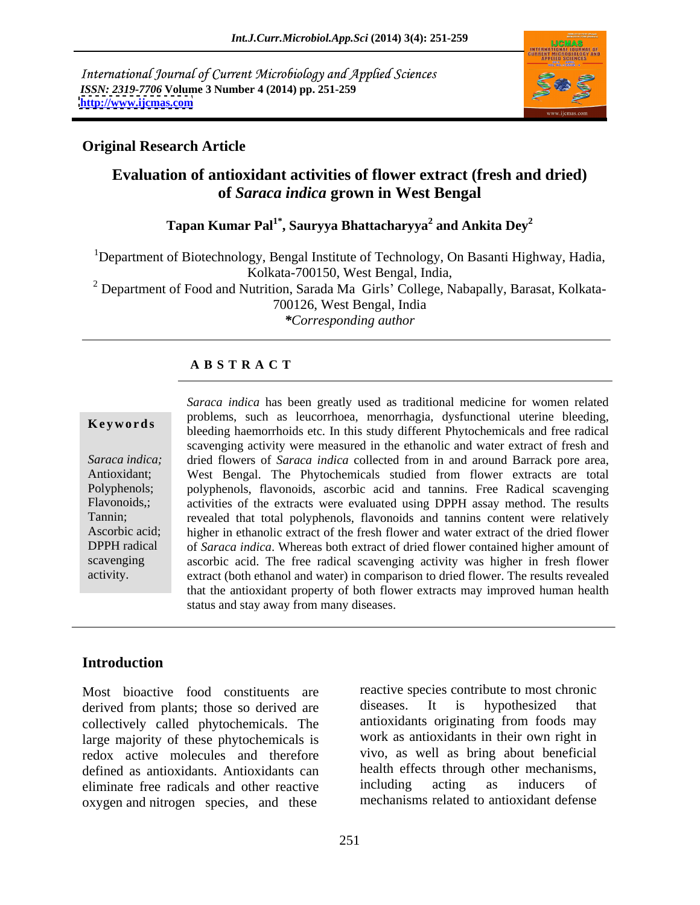International Journal of Current Microbiology and Applied Sciences
*ISSN: 2319-7706* **Volume 3 Number 4 (2014) pp. 251-259**
**http://www.ijcmas.com**

**Original Research Article**

# Evaluation of antioxidant activities of flower extract (fresh and dried) of *Saraca indica* grown in West Bengal

**Tapan Kumar Pal[1*], Sauryya Bhattacharyya[2] and Ankita Dey[2]**

[1]Department of Biotechnology, Bengal Institute of Technology, On Basanti Highway, Hadia, Kolkata-700150, West Bengal, India,

[2] Department of Food and Nutrition, Sarada Ma Girls' College, Nabapally, Barasat, Kolkata-700126, West Bengal, India

*\*Corresponding author*

## A B S T R A C T

**Keywords**

*Saraca indica;* Antioxidant; Polyphenols; Flavonoids,; Tannin; Ascorbic acid; DPPH radical scavenging activity.

*Saraca indica* has been greatly used as traditional medicine for women related problems, such as leucorrhoea, menorrhagia, dysfunctional uterine bleeding, bleeding haemorrhoids etc. In this study different Phytochemicals and free radical scavenging activity were measured in the ethanolic and water extract of fresh and dried flowers of *Saraca indica* collected from in and around Barrack pore area, West Bengal. The Phytochemicals studied from flower extracts are total polyphenols, flavonoids, ascorbic acid and tannins. Free Radical scavenging activities of the extracts were evaluated using DPPH assay method. The results revealed that total polyphenols, flavonoids and tannins content were relatively higher in ethanolic extract of the fresh flower and water extract of the dried flower of *Saraca indica*. Whereas both extract of dried flower contained higher amount of ascorbic acid. The free radical scavenging activity was higher in fresh flower extract (both ethanol and water) in comparison to dried flower. The results revealed that the antioxidant property of both flower extracts may improved human health status and stay away from many diseases.

## Introduction

Most bioactive food constituents are derived from plants; those so derived are collectively called phytochemicals. The large majority of these phytochemicals is redox active molecules and therefore defined as antioxidants. Antioxidants can eliminate free radicals and other reactive oxygen and nitrogen species, and these reactive species contribute to most chronic diseases. It is hypothesized that antioxidants originating from foods may work as antioxidants in their own right in vivo, as well as bring about beneficial health effects through other mechanisms, including acting as inducers of mechanisms related to antioxidant defense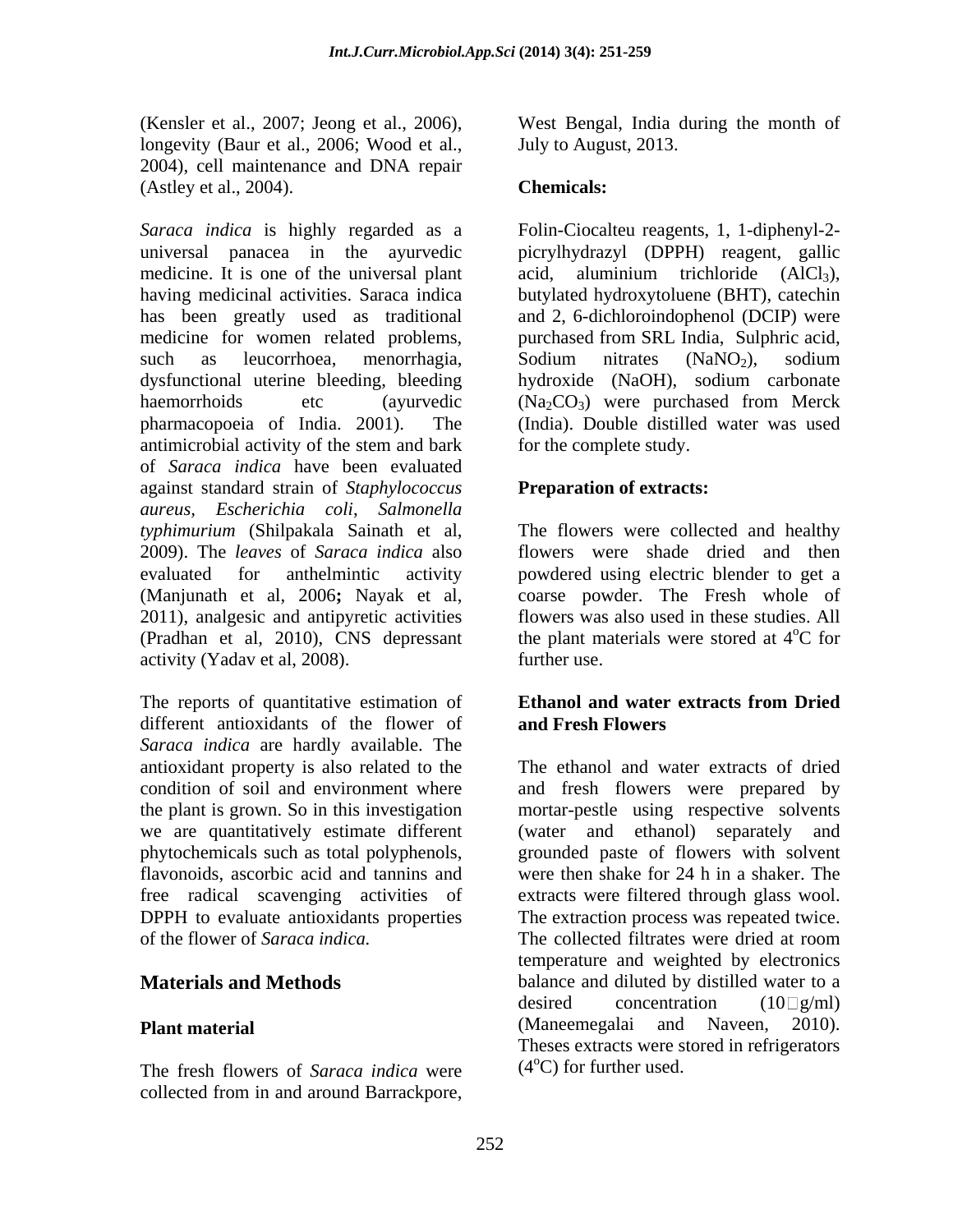(Kensler et al., 2007; Jeong et al., 2006), longevity (Baur et al., 2006; Wood et al., 2004), cell maintenance and DNA repair (Astley et al., 2004).

*Saraca indica* is highly regarded as a universal panacea in the ayurvedic medicine. It is one of the universal plant having medicinal activities. Saraca indica has been greatly used as traditional medicine for women related problems, such as leucorrhoea, menorrhagia, dysfunctional uterine bleeding, bleeding haemorrhoids etc (ayurvedic pharmacopoeia of India. 2001). The antimicrobial activity of the stem and bark of *Saraca indica* have been evaluated against standard strain of *Staphylococcus aureus, Escherichia coli*, *Salmonella typhimurium* (Shilpakala Sainath et al, 2009). The *leaves* of *Saraca indica* also evaluated for anthelmintic activity (Manjunath et al, 2006**;** Nayak et al, 2011), analgesic and antipyretic activities (Pradhan et al, 2010), CNS depressant activity (Yadav et al, 2008).

The reports of quantitative estimation of different antioxidants of the flower of *Saraca indica* are hardly available. The antioxidant property is also related to the condition of soil and environment where the plant is grown. So in this investigation we are quantitatively estimate different phytochemicals such as total polyphenols, flavonoids, ascorbic acid and tannins and free radical scavenging activities of DPPH to evaluate antioxidants properties of the flower of *Saraca indica.*

## Materials and Methods

### Plant material

The fresh flowers of *Saraca indica* were collected from in and around Barrackpore, West Bengal, India during the month of July to August, 2013.

### Chemicals:

Folin-Ciocalteu reagents, 1, 1-diphenyl-2-picrylhydrazyl (DPPH) reagent, gallic acid, aluminium trichloride ($AlCl_3$), butylated hydroxytoluene (BHT), catechin and 2, 6-dichloroindophenol (DCIP) were purchased from SRL India, Sulphric acid, Sodium nitrates ($NaNO_2$), sodium hydroxide (NaOH), sodium carbonate ($Na_2CO_3$) were purchased from Merck (India). Double distilled water was used for the complete study.

### Preparation of extracts:

The flowers were collected and healthy flowers were shade dried and then powdered using electric blender to get a coarse powder. The Fresh whole of flowers was also used in these studies. All the plant materials were stored at $4^{o}C$ for further use.

### Ethanol and water extracts from Dried and Fresh Flowers

The ethanol and water extracts of dried and fresh flowers were prepared by mortar-pestle using respective solvents (water and ethanol) separately and grounded paste of flowers with solvent were then shake for 24 h in a shaker. The extracts were filtered through glass wool. The extraction process was repeated twice. The collected filtrates were dried at room temperature and weighted by electronics balance and diluted by distilled water to a desired concentration (10 g/ml) (Maneemegalai and Naveen, 2010). Theses extracts were stored in refrigerators ($4^{o}C$) for further used.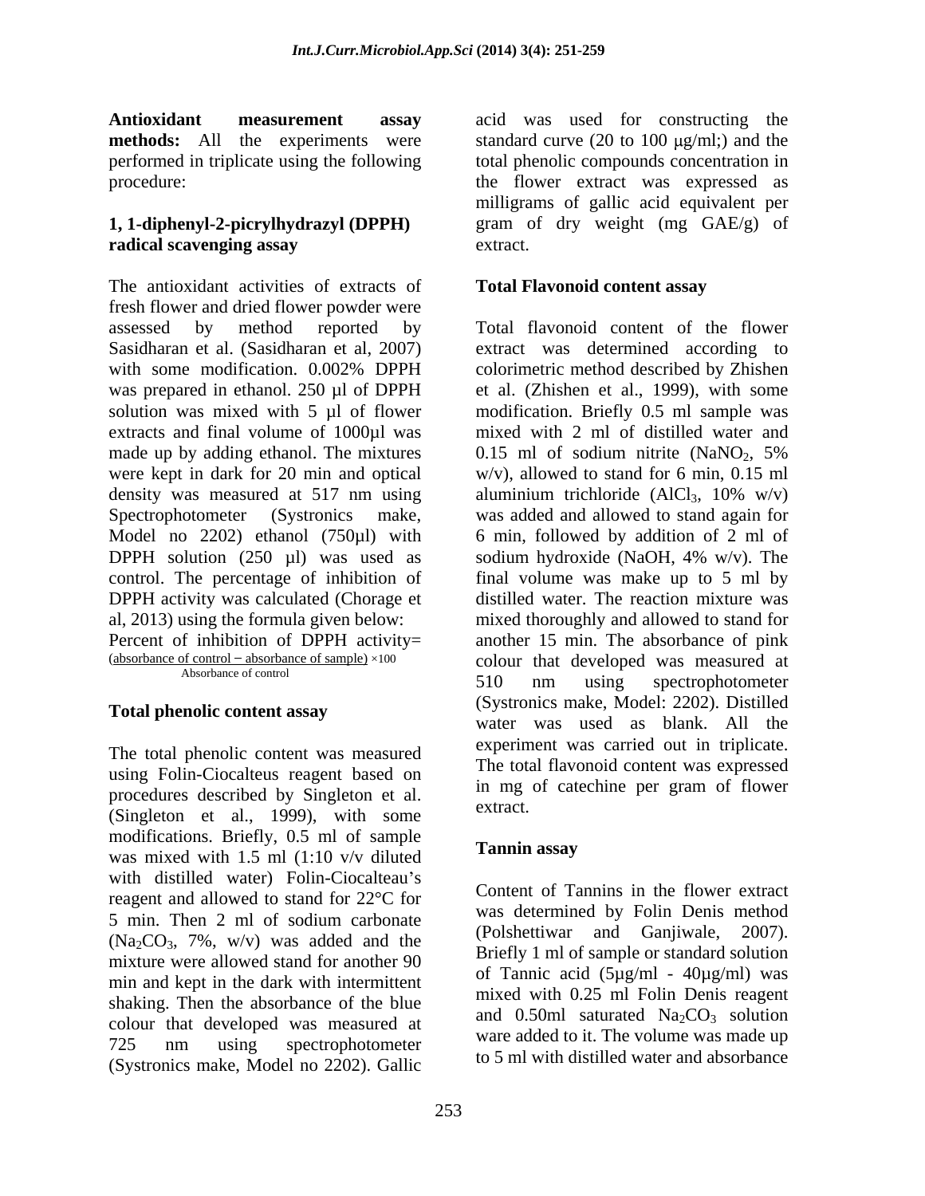**Antioxidant measurement assay methods:** All the experiments were performed in triplicate using the following procedure:

### 1, 1-diphenyl-2-picrylhydrazyl (DPPH) radical scavenging assay

The antioxidant activities of extracts of fresh flower and dried flower powder were assessed by method reported by Sasidharan et al. (Sasidharan et al, 2007) with some modification. 0.002% DPPH was prepared in ethanol. 250 µl of DPPH solution was mixed with 5 µl of flower extracts and final volume of 1000µl was made up by adding ethanol. The mixtures were kept in dark for 20 min and optical density was measured at 517 nm using Spectrophotometer (Systronics make, Model no 2202) ethanol (750µl) with DPPH solution (250 µl) was used as control. The percentage of inhibition of DPPH activity was calculated (Chorage et al, 2013) using the formula given below:

Percent of inhibition of DPPH activity=

$$\frac{\text{absorbance of control} - \text{absorbance of sample}}{\text{Absorbance of control}} \times 100$$

### Total phenolic content assay

The total phenolic content was measured using Folin-Ciocalteus reagent based on procedures described by Singleton et al. (Singleton et al., 1999), with some modifications. Briefly, 0.5 ml of sample was mixed with 1.5 ml (1:10 v/v diluted with distilled water) Folin-Ciocalteau's reagent and allowed to stand for 22°C for 5 min. Then 2 ml of sodium carbonate ($Na_2CO_3$, 7%, w/v) was added and the mixture were allowed stand for another 90 min and kept in the dark with intermittent shaking. Then the absorbance of the blue colour that developed was measured at 725 nm using spectrophotometer (Systronics make, Model no 2202). Gallic acid was used for constructing the standard curve (20 to 100 µg/ml;) and the total phenolic compounds concentration in the flower extract was expressed as milligrams of gallic acid equivalent per gram of dry weight (mg GAE/g) of extract.

### Total Flavonoid content assay

Total flavonoid content of the flower extract was determined according to colorimetric method described by Zhishen et al. (Zhishen et al., 1999), with some modification. Briefly 0.5 ml sample was mixed with 2 ml of distilled water and 0.15 ml of sodium nitrite ($NaNO_2$, 5% w/v), allowed to stand for 6 min, 0.15 ml aluminium trichloride ($AlCl_3$, 10% w/v) was added and allowed to stand again for 6 min, followed by addition of 2 ml of sodium hydroxide (NaOH, 4% w/v). The final volume was make up to 5 ml by distilled water. The reaction mixture was mixed thoroughly and allowed to stand for another 15 min. The absorbance of pink colour that developed was measured at 510 nm using spectrophotometer (Systronics make, Model: 2202). Distilled water was used as blank. All the experiment was carried out in triplicate. The total flavonoid content was expressed in mg of catechine per gram of flower extract.

### Tannin assay

Content of Tannins in the flower extract was determined by Folin Denis method (Polshettiwar and Ganjiwale, 2007). Briefly 1 ml of sample or standard solution of Tannic acid (5µg/ml - 40µg/ml) was mixed with 0.25 ml Folin Denis reagent and 0.50ml saturated $Na_2CO_3$ solution ware added to it. The volume was made up to 5 ml with distilled water and absorbance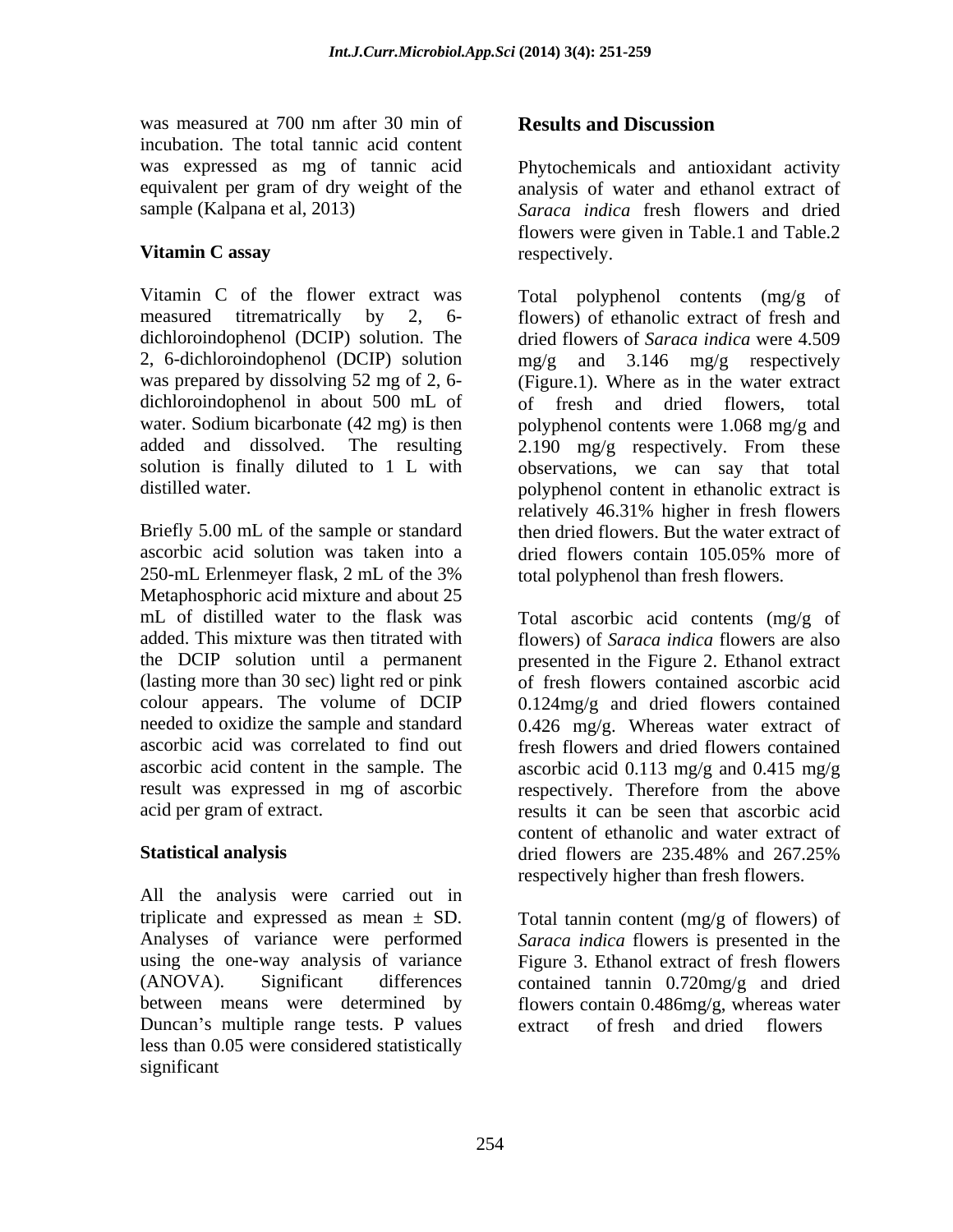was measured at 700 nm after 30 min of incubation. The total tannic acid content was expressed as mg of tannic acid equivalent per gram of dry weight of the sample (Kalpana et al, 2013)

### Vitamin C assay

Vitamin C of the flower extract was measured titrematrically by 2, 6-dichloroindophenol (DCIP) solution. The 2, 6-dichloroindophenol (DCIP) solution was prepared by dissolving 52 mg of 2, 6-dichloroindophenol in about 500 mL of water. Sodium bicarbonate (42 mg) is then added and dissolved. The resulting solution is finally diluted to 1 L with distilled water.

Briefly 5.00 mL of the sample or standard ascorbic acid solution was taken into a 250-mL Erlenmeyer flask, 2 mL of the 3% Metaphosphoric acid mixture and about 25 mL of distilled water to the flask was added. This mixture was then titrated with the DCIP solution until a permanent (lasting more than 30 sec) light red or pink colour appears. The volume of DCIP needed to oxidize the sample and standard ascorbic acid was correlated to find out ascorbic acid content in the sample. The result was expressed in mg of ascorbic acid per gram of extract.

### Statistical analysis

All the analysis were carried out in triplicate and expressed as mean ± SD. Analyses of variance were performed using the one-way analysis of variance (ANOVA). Significant differences between means were determined by Duncan's multiple range tests. P values less than 0.05 were considered statistically significant

## Results and Discussion

Phytochemicals and antioxidant activity analysis of water and ethanol extract of *Saraca indica* fresh flowers and dried flowers were given in Table.1 and Table.2 respectively.

Total polyphenol contents (mg/g of flowers) of ethanolic extract of fresh and dried flowers of *Saraca indica* were 4.509 mg/g and 3.146 mg/g respectively (Figure.1). Where as in the water extract of fresh and dried flowers, total polyphenol contents were 1.068 mg/g and 2.190 mg/g respectively. From these observations, we can say that total polyphenol content in ethanolic extract is relatively 46.31% higher in fresh flowers then dried flowers. But the water extract of dried flowers contain 105.05% more of total polyphenol than fresh flowers.

Total ascorbic acid contents (mg/g of flowers) of *Saraca indica* flowers are also presented in the Figure 2. Ethanol extract of fresh flowers contained ascorbic acid 0.124mg/g and dried flowers contained 0.426 mg/g. Whereas water extract of fresh flowers and dried flowers contained ascorbic acid 0.113 mg/g and 0.415 mg/g respectively. Therefore from the above results it can be seen that ascorbic acid content of ethanolic and water extract of dried flowers are 235.48% and 267.25% respectively higher than fresh flowers.

Total tannin content (mg/g of flowers) of *Saraca indica* flowers is presented in the Figure 3. Ethanol extract of fresh flowers contained tannin 0.720mg/g and dried flowers contain 0.486mg/g, whereas water extract of fresh and dried flowers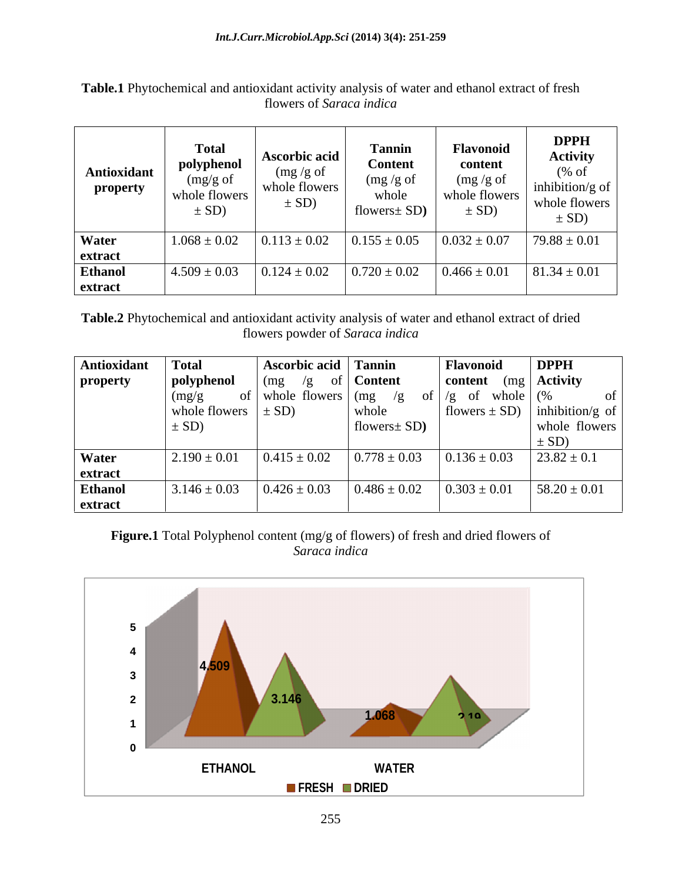**Table.1** Phytochemical and antioxidant activity analysis of water and ethanol extract of fresh flowers of *Saraca indica*

| Antioxidant property | **Total polyphenol** (mg/g of whole flowers ± SD) | **Ascorbic acid** (mg /g of whole flowers ± SD) | **Tannin Content** (mg /g of whole flowers± SD) | **Flavonoid content** (mg /g of whole flowers ± SD) | **DPPH Activity** (% of inhibition/g of whole flowers ± SD) |
|---|---|---|---|---|---|
| **Water extract** | 1.068 ± 0.02 | 0.113 ± 0.02 | 0.155 ± 0.05 | 0.032 ± 0.07 | 79.88 ± 0.01 |
| **Ethanol extract** | 4.509 ± 0.03 | 0.124 ± 0.02 | 0.720 ± 0.02 | 0.466 ± 0.01 | 81.34 ± 0.01 |

**Table.2** Phytochemical and antioxidant activity analysis of water and ethanol extract of dried flowers powder of *Saraca indica*

| **Antioxidant property** | **Total polyphenol** (mg/g of whole flowers ± SD) | **Ascorbic acid** (mg /g of whole flowers ± SD) | **Tannin Content** (mg /g of whole flowers± SD) | **Flavonoid content** (mg /g of whole flowers ± SD) | **DPPH Activity** (% of inhibition/g of whole flowers ± SD) |
|---|---|---|---|---|---|
| **Water extract** | 2.190 ± 0.01 | 0.415 ± 0.02 | 0.778 ± 0.03 | 0.136 ± 0.03 | 23.82 ± 0.1 |
| **Ethanol extract** | 3.146 ± 0.03 | 0.426 ± 0.03 | 0.486 ± 0.02 | 0.303 ± 0.01 | 58.20 ± 0.01 |

**Figure.1** Total Polyphenol content (mg/g of flowers) of fresh and dried flowers of *Saraca indica*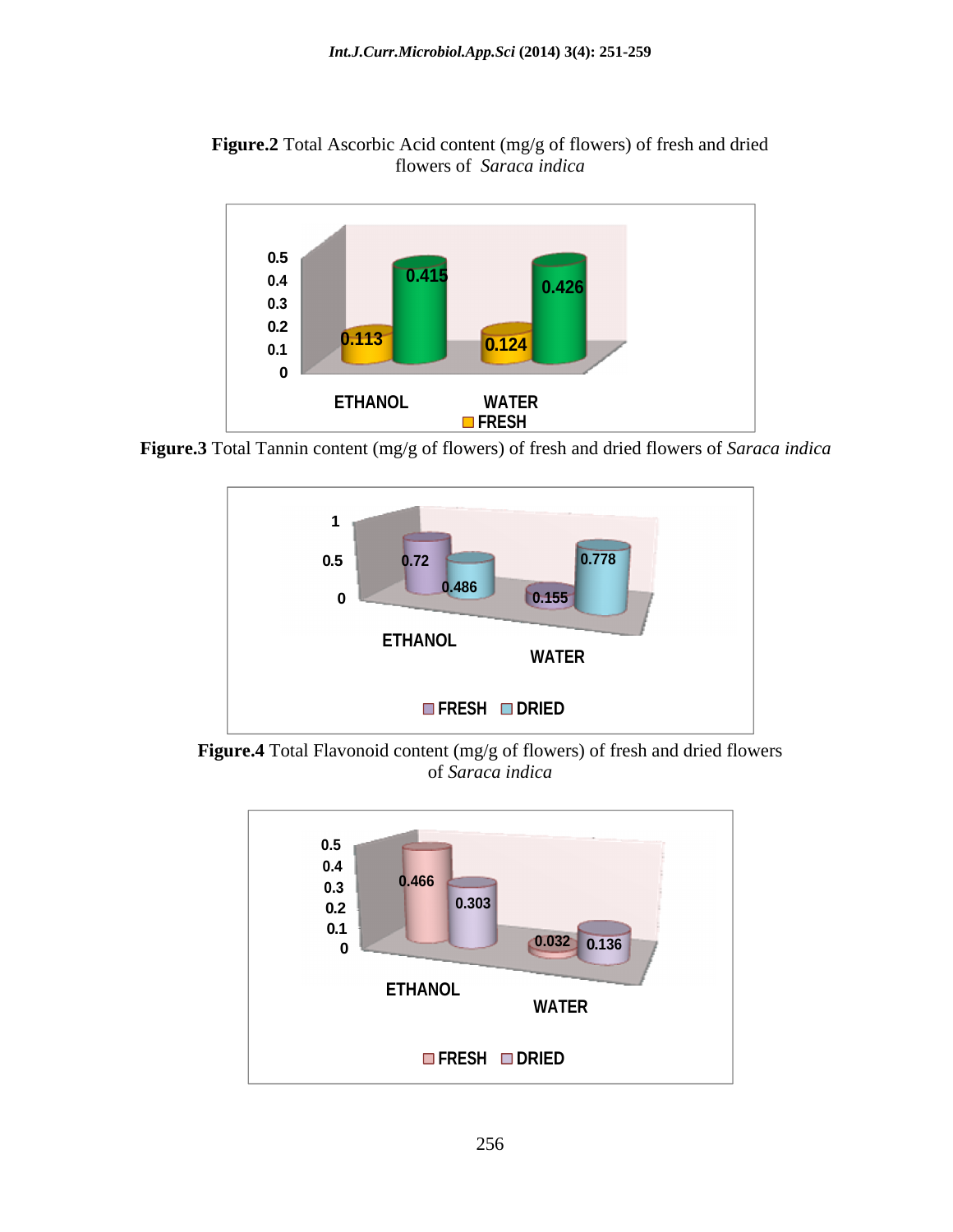**Figure.2** Total Ascorbic Acid content (mg/g of flowers) of fresh and dried flowers of *Saraca indica*

**Figure.3** Total Tannin content (mg/g of flowers) of fresh and dried flowers of *Saraca indica*

**Figure.4** Total Flavonoid content (mg/g of flowers) of fresh and dried flowers of *Saraca indica*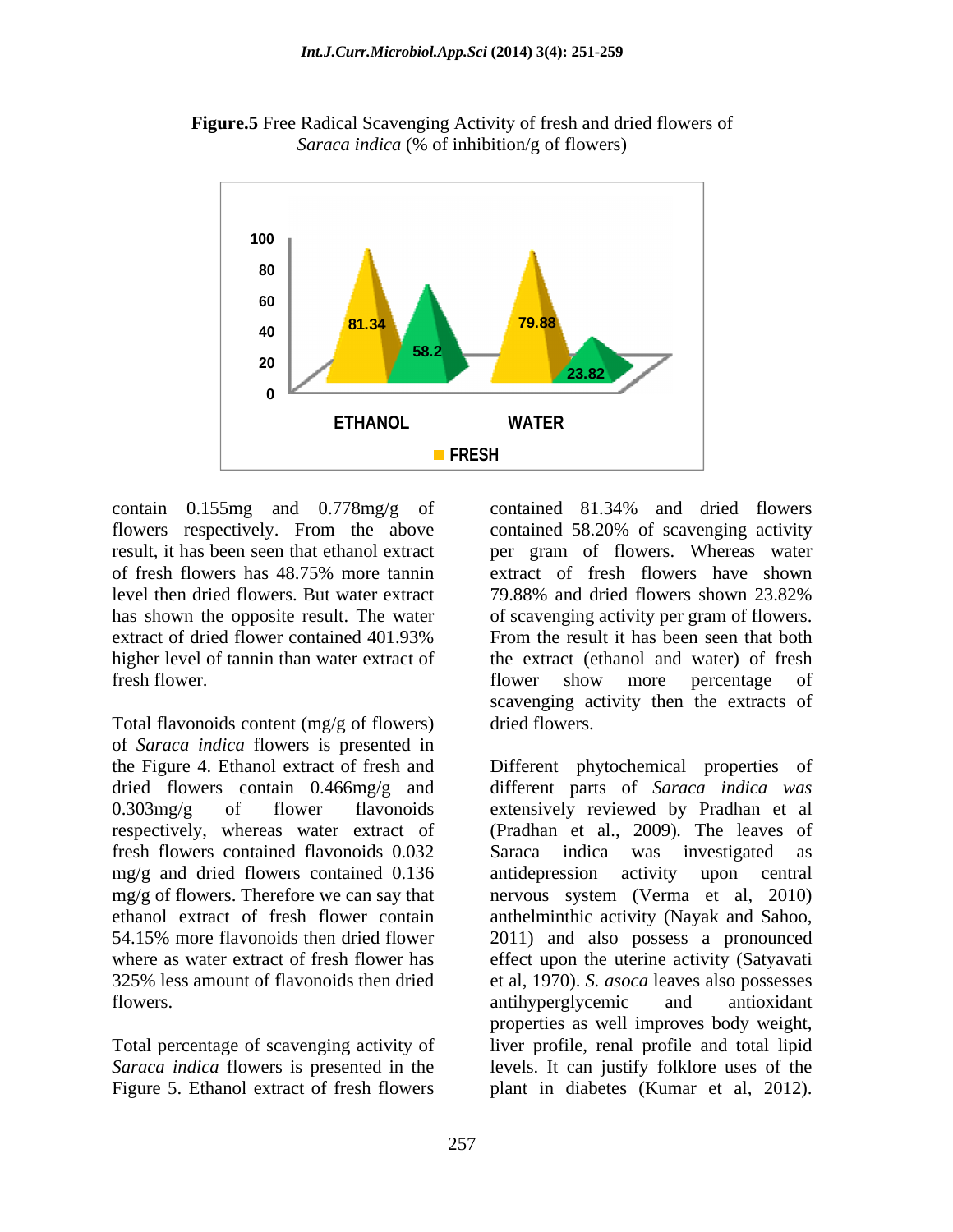**Figure.5** Free Radical Scavenging Activity of fresh and dried flowers of *Saraca indica* (% of inhibition/g of flowers)

contain 0.155mg and 0.778mg/g of flowers respectively. From the above result, it has been seen that ethanol extract of fresh flowers has 48.75% more tannin level then dried flowers. But water extract has shown the opposite result. The water extract of dried flower contained 401.93% higher level of tannin than water extract of fresh flower.

Total flavonoids content (mg/g of flowers) of *Saraca indica* flowers is presented in the Figure 4. Ethanol extract of fresh and dried flowers contain 0.466mg/g and 0.303mg/g of flower flavonoids respectively, whereas water extract of fresh flowers contained flavonoids 0.032 mg/g and dried flowers contained 0.136 mg/g of flowers. Therefore we can say that ethanol extract of fresh flower contain 54.15% more flavonoids then dried flower where as water extract of fresh flower has 325% less amount of flavonoids then dried flowers.

Total percentage of scavenging activity of *Saraca indica* flowers is presented in the Figure 5. Ethanol extract of fresh flowers contained 81.34% and dried flowers contained 58.20% of scavenging activity per gram of flowers. Whereas water extract of fresh flowers have shown 79.88% and dried flowers shown 23.82% of scavenging activity per gram of flowers. From the result it has been seen that both the extract (ethanol and water) of fresh flower show more percentage of scavenging activity then the extracts of dried flowers.

Different phytochemical properties of different parts of *Saraca indica was* extensively reviewed by Pradhan et al (Pradhan et al., 2009). The leaves of Saraca indica was investigated as antidepression activity upon central nervous system (Verma et al, 2010) anthelminthic activity (Nayak and Sahoo, 2011) and also possess a pronounced effect upon the uterine activity (Satyavati et al, 1970). *S. asoca* leaves also possesses antihyperglycemic and antioxidant properties as well improves body weight, liver profile, renal profile and total lipid levels. It can justify folklore uses of the plant in diabetes (Kumar et al, 2012).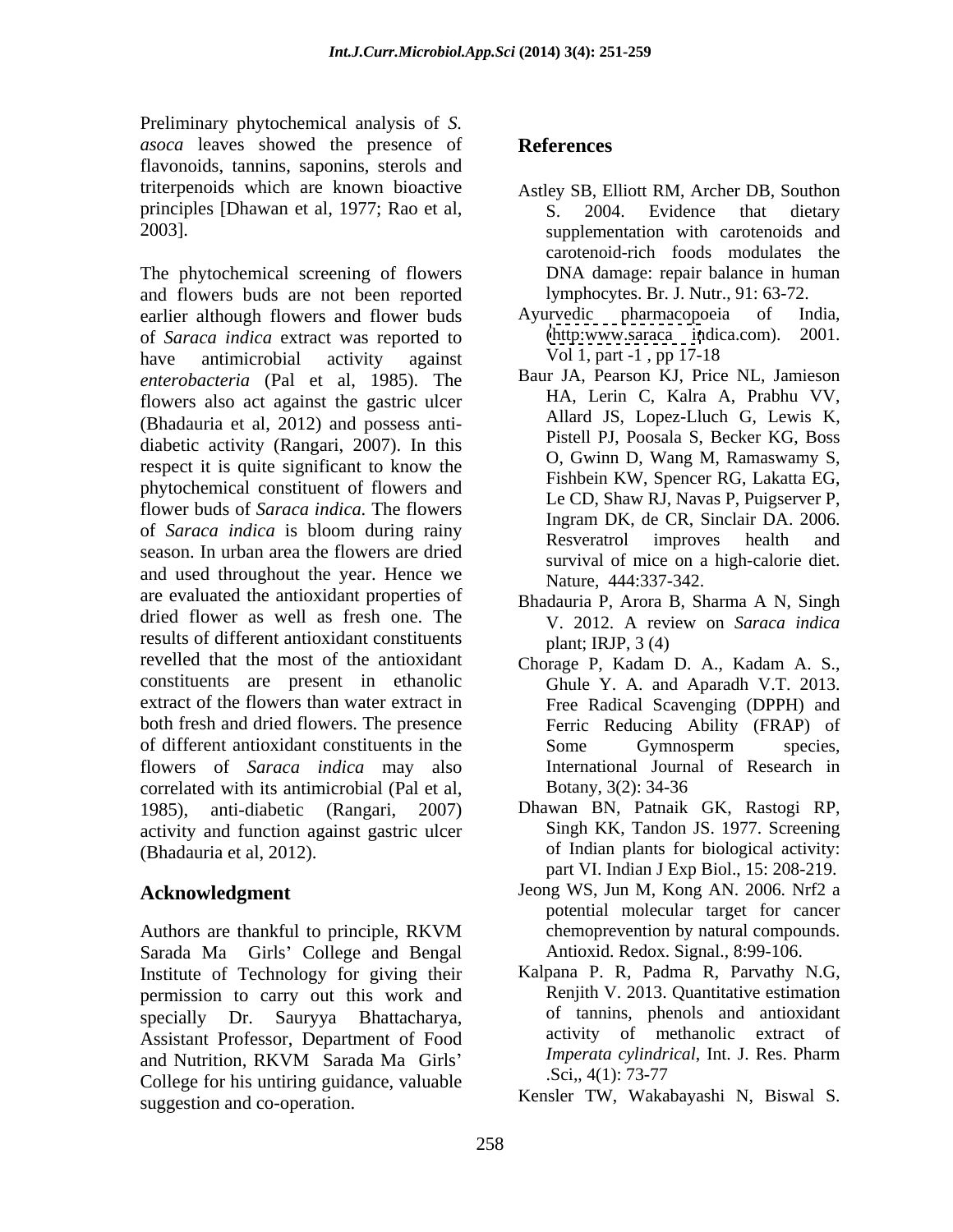Preliminary phytochemical analysis of *S. asoca* leaves showed the presence of flavonoids, tannins, saponins, sterols and triterpenoids which are known bioactive principles [Dhawan et al, 1977; Rao et al, 2003].

The phytochemical screening of flowers and flowers buds are not been reported earlier although flowers and flower buds of *Saraca indica* extract was reported to have antimicrobial activity against *enterobacteria* (Pal et al, 1985). The flowers also act against the gastric ulcer (Bhadauria et al, 2012) and possess anti-diabetic activity (Rangari, 2007). In this respect it is quite significant to know the phytochemical constituent of flowers and flower buds of *Saraca indica.* The flowers of *Saraca indica* is bloom during rainy season. In urban area the flowers are dried and used throughout the year. Hence we are evaluated the antioxidant properties of dried flower as well as fresh one. The results of different antioxidant constituents revelled that the most of the antioxidant constituents are present in ethanolic extract of the flowers than water extract in both fresh and dried flowers. The presence of different antioxidant constituents in the flowers of *Saraca indica* may also correlated with its antimicrobial (Pal et al, 1985), anti-diabetic (Rangari, 2007) activity and function against gastric ulcer (Bhadauria et al, 2012).

## Acknowledgment

Authors are thankful to principle, RKVM Sarada Ma Girls' College and Bengal Institute of Technology for giving their permission to carry out this work and specially Dr. Sauryya Bhattacharya, Assistant Professor, Department of Food and Nutrition, RKVM Sarada Ma Girls' College for his untiring guidance, valuable suggestion and co-operation.

## References

Astley SB, Elliott RM, Archer DB, Southon S. 2004. Evidence that dietary supplementation with carotenoids and carotenoid-rich foods modulates the DNA damage: repair balance in human lymphocytes. Br. J. Nutr., 91: 63-72.

Ayurvedic pharmacopoeia of India, (http:www.saraca indica.com). 2001. Vol 1, part -1 , pp 17-18

Baur JA, Pearson KJ, Price NL, Jamieson HA, Lerin C, Kalra A, Prabhu VV, Allard JS, Lopez-Lluch G, Lewis K, Pistell PJ, Poosala S, Becker KG, Boss O, Gwinn D, Wang M, Ramaswamy S, Fishbein KW, Spencer RG, Lakatta EG, Le CD, Shaw RJ, Navas P, Puigserver P, Ingram DK, de CR, Sinclair DA. 2006. Resveratrol improves health and survival of mice on a high-calorie diet. Nature, 444:337-342.

Bhadauria P, Arora B, Sharma A N, Singh V. 2012. A review on *Saraca indica* plant; IRJP, 3 (4)

Chorage P, Kadam D. A., Kadam A. S., Ghule Y. A. and Aparadh V.T. 2013. Free Radical Scavenging (DPPH) and Ferric Reducing Ability (FRAP) of Some Gymnosperm species, International Journal of Research in Botany, 3(2): 34-36

Dhawan BN, Patnaik GK, Rastogi RP, Singh KK, Tandon JS. 1977. Screening of Indian plants for biological activity: part VI. Indian J Exp Biol., 15: 208-219.

Jeong WS, Jun M, Kong AN. 2006. Nrf2 a potential molecular target for cancer chemoprevention by natural compounds. Antioxid. Redox. Signal., 8:99-106.

Kalpana P. R, Padma R, Parvathy N.G, Renjith V. 2013. Quantitative estimation of tannins, phenols and antioxidant activity of methanolic extract of *Imperata cylindrical*, Int. J. Res. Pharm .Sci,, 4(1): 73-77

Kensler TW, Wakabayashi N, Biswal S.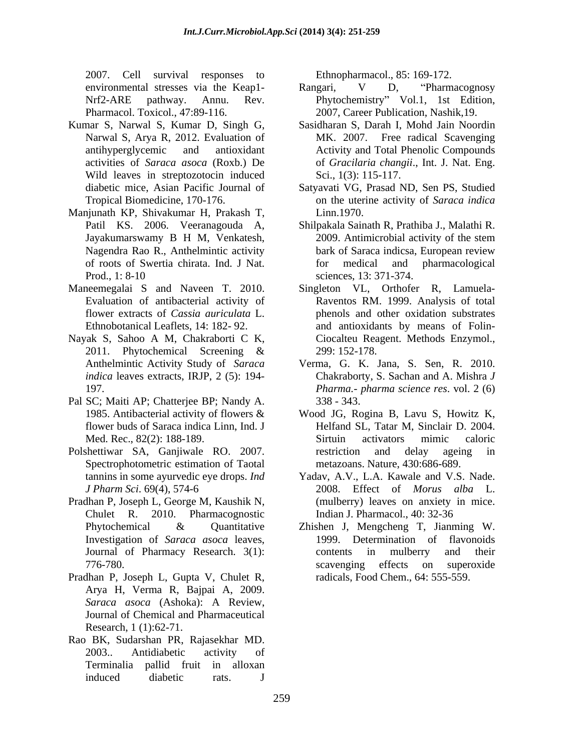2007. Cell survival responses to environmental stresses via the Keap1-Nrf2-ARE pathway. Annu. Rev. Pharmacol. Toxicol., 47:89-116.

Kumar S, Narwal S, Kumar D, Singh G, Narwal S, Arya R, 2012. Evaluation of antihyperglycemic and antioxidant activities of *Saraca asoca* (Roxb.) De Wild leaves in streptozotocin induced diabetic mice, Asian Pacific Journal of Tropical Biomedicine, 170-176.

Manjunath KP, Shivakumar H, Prakash T, Patil KS. 2006. Veeranagouda A, Jayakumarswamy B H M, Venkatesh, Nagendra Rao R., Anthelmintic activity of roots of Swertia chirata. Ind. J Nat. Prod., 1: 8-10

Maneemegalai S and Naveen T. 2010. Evaluation of antibacterial activity of flower extracts of *Cassia auriculata* L. Ethnobotanical Leaflets, 14: 182- 92.

Nayak S, Sahoo A M, Chakraborti C K, 2011. Phytochemical Screening & Anthelmintic Activity Study of *Saraca indica* leaves extracts, IRJP, 2 (5): 194-197.

Pal SC; Maiti AP; Chatterjee BP; Nandy A. 1985. Antibacterial activity of flowers & flower buds of Saraca indica Linn, Ind. J Med. Rec., 82(2): 188-189.

Polshettiwar SA, Ganjiwale RO. 2007. Spectrophotometric estimation of Taotal tannins in some ayurvedic eye drops. *Ind J Pharm Sci*. 69(4), 574-6

Pradhan P, Joseph L, George M, Kaushik N, Chulet R. 2010. Pharmacognostic Phytochemical & Quantitative Investigation of *Saraca asoca* leaves, Journal of Pharmacy Research. 3(1): 776-780.

Pradhan P, Joseph L, Gupta V, Chulet R, Arya H, Verma R, Bajpai A, 2009. *Saraca asoca* (Ashoka): A Review, Journal of Chemical and Pharmaceutical Research, 1 (1):62-71.

Rao BK, Sudarshan PR, Rajasekhar MD. 2003.. Antidiabetic activity of Terminalia pallid fruit in alloxan induced diabetic rats. J Ethnopharmacol., 85: 169-172.

Rangari, V D, "Pharmacognosy Phytochemistry" Vol.1, 1st Edition, 2007, Career Publication, Nashik,19.

Sasidharan S, Darah I, Mohd Jain Noordin MK. 2007. Free radical Scavenging Activity and Total Phenolic Compounds of *Gracilaria changii*., Int. J. Nat. Eng. Sci., 1(3): 115-117.

Satyavati VG, Prasad ND, Sen PS, Studied on the uterine activity of *Saraca indica* Linn.1970.

Shilpakala Sainath R, Prathiba J., Malathi R. 2009. Antimicrobial activity of the stem bark of Saraca indicsa, European review for medical and pharmacological sciences, 13: 371-374.

Singleton VL, Orthofer R, Lamuela-Raventos RM. 1999. Analysis of total phenols and other oxidation substrates and antioxidants by means of Folin-Ciocalteu Reagent. Methods Enzymol., 299: 152-178.

Verma, G. K. Jana, S. Sen, R. 2010. Chakraborty, S. Sachan and A. Mishra *J Pharma.- pharma science res*. vol. 2 (6) 338 - 343.

Wood JG, Rogina B, Lavu S, Howitz K, Helfand SL, Tatar M, Sinclair D. 2004. Sirtuin activators mimic caloric restriction and delay ageing in metazoans. Nature, 430:686-689.

Yadav, A.V., L.A. Kawale and V.S. Nade. 2008. Effect of *Morus alba* L. (mulberry) leaves on anxiety in mice. Indian J. Pharmacol., 40: 32-36

Zhishen J, Mengcheng T, Jianming W. 1999. Determination of flavonoids contents in mulberry and their scavenging effects on superoxide radicals, Food Chem., 64: 555-559.